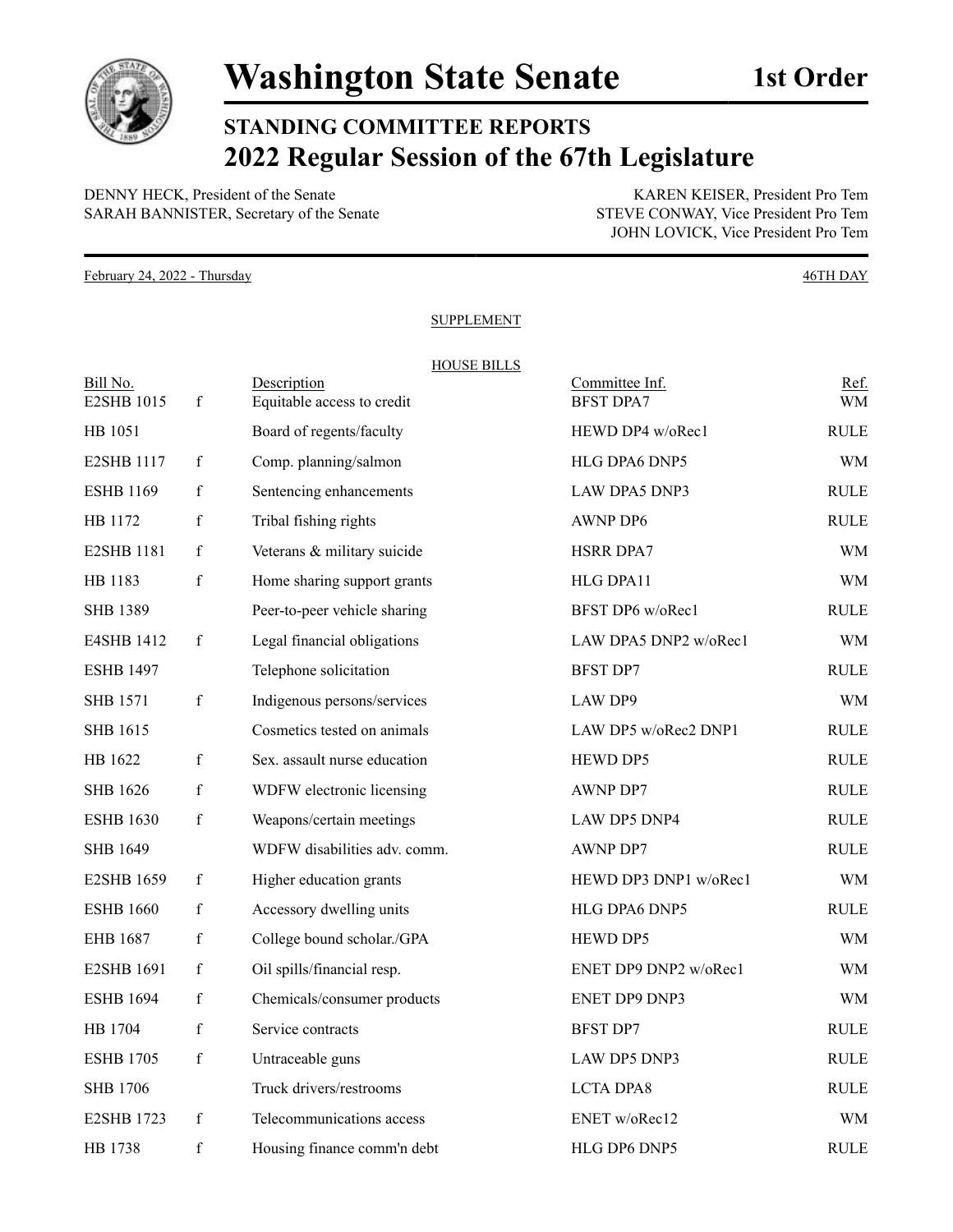# Washington State Senate

**1st Order**

## STANDING COMMITTEE REPORTS

## 2022 Regular Session of the 67th Legislature

DENNY HECK, President of the Senate
SARAH BANNISTER, Secretary of the Senate

KAREN KEISER, President Pro Tem
STEVE CONWAY, Vice President Pro Tem
JOHN LOVICK, Vice President Pro Tem

February 24, 2022 - Thursday

46TH DAY

SUPPLEMENT

HOUSE BILLS

| Bill No. | | Description | Committee Inf. | Ref. |
|---|---|---|---|---|
| E2SHB 1015 | f | Equitable access to credit | BFST DPA7 | WM |
| HB 1051 | | Board of regents/faculty | HEWD DP4 w/oRec1 | RULE |
| E2SHB 1117 | f | Comp. planning/salmon | HLG DPA6 DNP5 | WM |
| ESHB 1169 | f | Sentencing enhancements | LAW DPA5 DNP3 | RULE |
| HB 1172 | f | Tribal fishing rights | AWNP DP6 | RULE |
| E2SHB 1181 | f | Veterans & military suicide | HSRR DPA7 | WM |
| HB 1183 | f | Home sharing support grants | HLG DPA11 | WM |
| SHB 1389 | | Peer-to-peer vehicle sharing | BFST DP6 w/oRec1 | RULE |
| E4SHB 1412 | f | Legal financial obligations | LAW DPA5 DNP2 w/oRec1 | WM |
| ESHB 1497 | | Telephone solicitation | BFST DP7 | RULE |
| SHB 1571 | f | Indigenous persons/services | LAW DP9 | WM |
| SHB 1615 | | Cosmetics tested on animals | LAW DP5 w/oRec2 DNP1 | RULE |
| HB 1622 | f | Sex. assault nurse education | HEWD DP5 | RULE |
| SHB 1626 | f | WDFW electronic licensing | AWNP DP7 | RULE |
| ESHB 1630 | f | Weapons/certain meetings | LAW DP5 DNP4 | RULE |
| SHB 1649 | | WDFW disabilities adv. comm. | AWNP DP7 | RULE |
| E2SHB 1659 | f | Higher education grants | HEWD DP3 DNP1 w/oRec1 | WM |
| ESHB 1660 | f | Accessory dwelling units | HLG DPA6 DNP5 | RULE |
| EHB 1687 | f | College bound scholar./GPA | HEWD DP5 | WM |
| E2SHB 1691 | f | Oil spills/financial resp. | ENET DP9 DNP2 w/oRec1 | WM |
| ESHB 1694 | f | Chemicals/consumer products | ENET DP9 DNP3 | WM |
| HB 1704 | f | Service contracts | BFST DP7 | RULE |
| ESHB 1705 | f | Untraceable guns | LAW DP5 DNP3 | RULE |
| SHB 1706 | | Truck drivers/restrooms | LCTA DPA8 | RULE |
| E2SHB 1723 | f | Telecommunications access | ENET w/oRec12 | WM |
| HB 1738 | f | Housing finance comm'n debt | HLG DP6 DNP5 | RULE |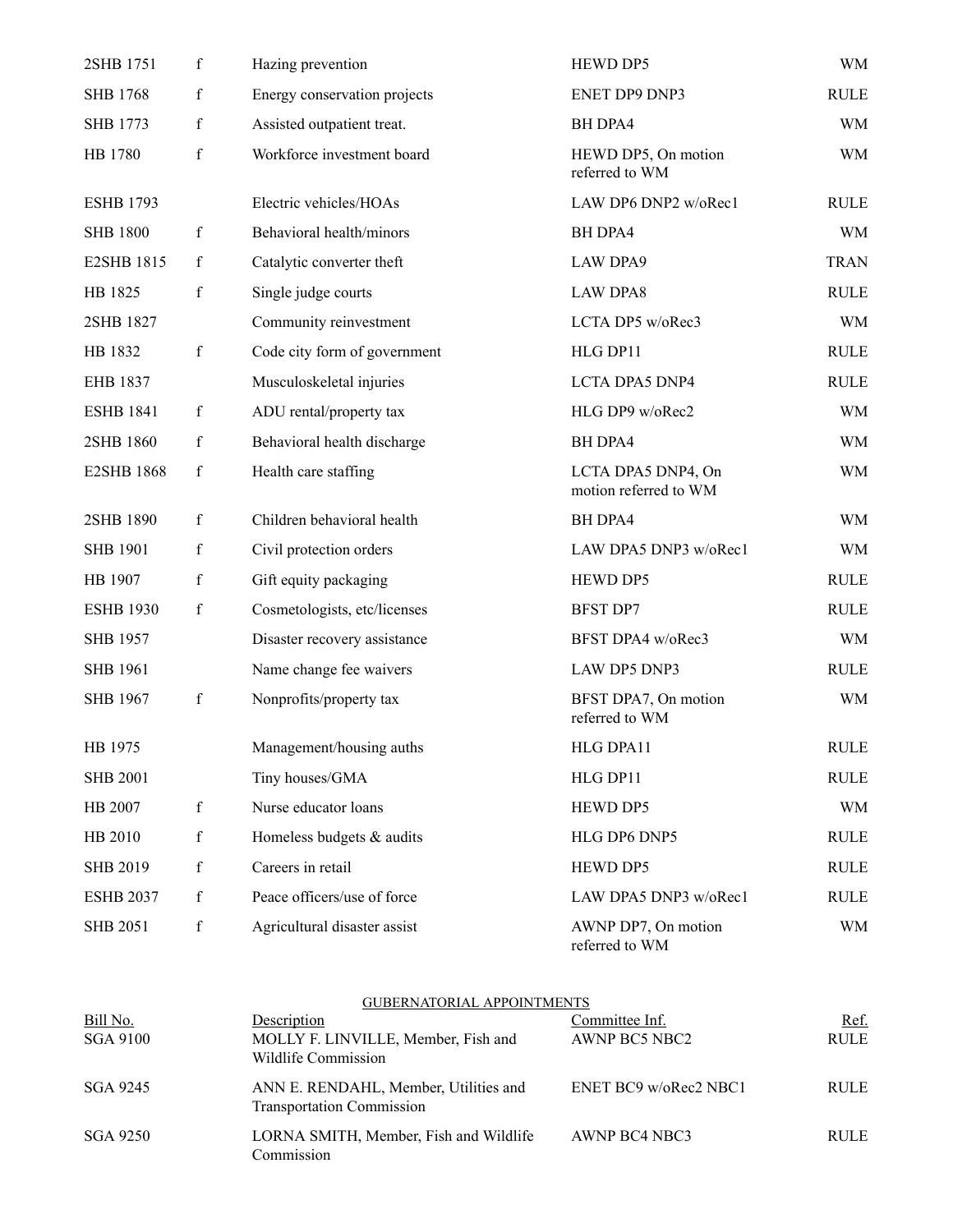| | | | | |
|---|---|---|---|---|
| 2SHB 1751 | f | Hazing prevention | HEWD DP5 | WM |
| SHB 1768 | f | Energy conservation projects | ENET DP9 DNP3 | RULE |
| SHB 1773 | f | Assisted outpatient treat. | BH DPA4 | WM |
| HB 1780 | f | Workforce investment board | HEWD DP5, On motion referred to WM | WM |
| ESHB 1793 | | Electric vehicles/HOAs | LAW DP6 DNP2 w/oRec1 | RULE |
| SHB 1800 | f | Behavioral health/minors | BH DPA4 | WM |
| E2SHB 1815 | f | Catalytic converter theft | LAW DPA9 | TRAN |
| HB 1825 | f | Single judge courts | LAW DPA8 | RULE |
| 2SHB 1827 | | Community reinvestment | LCTA DP5 w/oRec3 | WM |
| HB 1832 | f | Code city form of government | HLG DP11 | RULE |
| EHB 1837 | | Musculoskeletal injuries | LCTA DPA5 DNP4 | RULE |
| ESHB 1841 | f | ADU rental/property tax | HLG DP9 w/oRec2 | WM |
| 2SHB 1860 | f | Behavioral health discharge | BH DPA4 | WM |
| E2SHB 1868 | f | Health care staffing | LCTA DPA5 DNP4, On motion referred to WM | WM |
| 2SHB 1890 | f | Children behavioral health | BH DPA4 | WM |
| SHB 1901 | f | Civil protection orders | LAW DPA5 DNP3 w/oRec1 | WM |
| HB 1907 | f | Gift equity packaging | HEWD DP5 | RULE |
| ESHB 1930 | f | Cosmetologists, etc/licenses | BFST DP7 | RULE |
| SHB 1957 | | Disaster recovery assistance | BFST DPA4 w/oRec3 | WM |
| SHB 1961 | | Name change fee waivers | LAW DP5 DNP3 | RULE |
| SHB 1967 | f | Nonprofits/property tax | BFST DPA7, On motion referred to WM | WM |
| HB 1975 | | Management/housing auths | HLG DPA11 | RULE |
| SHB 2001 | | Tiny houses/GMA | HLG DP11 | RULE |
| HB 2007 | f | Nurse educator loans | HEWD DP5 | WM |
| HB 2010 | f | Homeless budgets & audits | HLG DP6 DNP5 | RULE |
| SHB 2019 | f | Careers in retail | HEWD DP5 | RULE |
| ESHB 2037 | f | Peace officers/use of force | LAW DPA5 DNP3 w/oRec1 | RULE |
| SHB 2051 | f | Agricultural disaster assist | AWNP DP7, On motion referred to WM | WM |

GUBERNATORIAL APPOINTMENTS

| Bill No. | Description | Committee Inf. | Ref. |
|---|---|---|---|
| SGA 9100 | MOLLY F. LINVILLE, Member, Fish and Wildlife Commission | AWNP BC5 NBC2 | RULE |
| SGA 9245 | ANN E. RENDAHL, Member, Utilities and Transportation Commission | ENET BC9 w/oRec2 NBC1 | RULE |
| SGA 9250 | LORNA SMITH, Member, Fish and Wildlife Commission | AWNP BC4 NBC3 | RULE |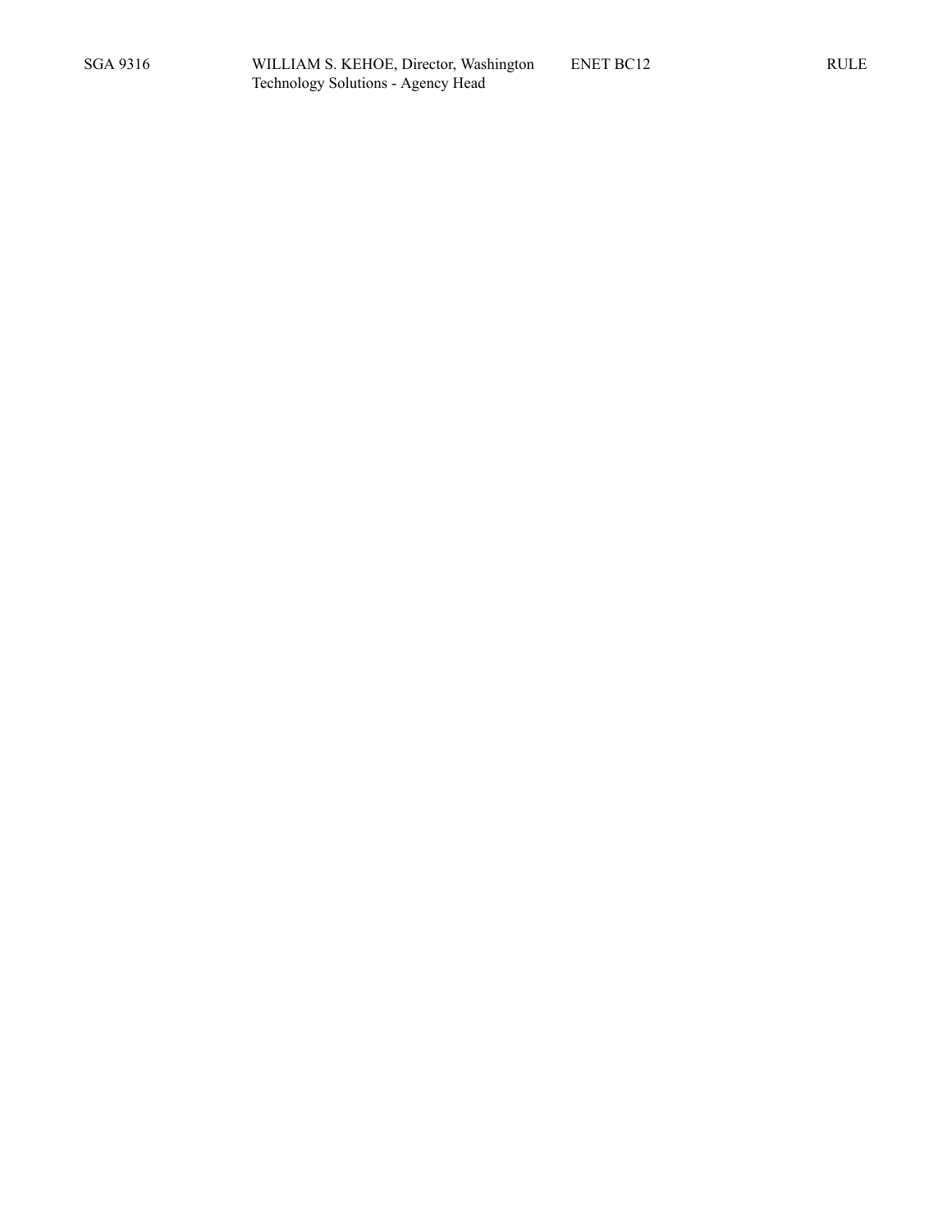| | | | |
|---|---|---|---|
| SGA 9316 | WILLIAM S. KEHOE, Director, Washington Technology Solutions - Agency Head | ENET BC12 | RULE |